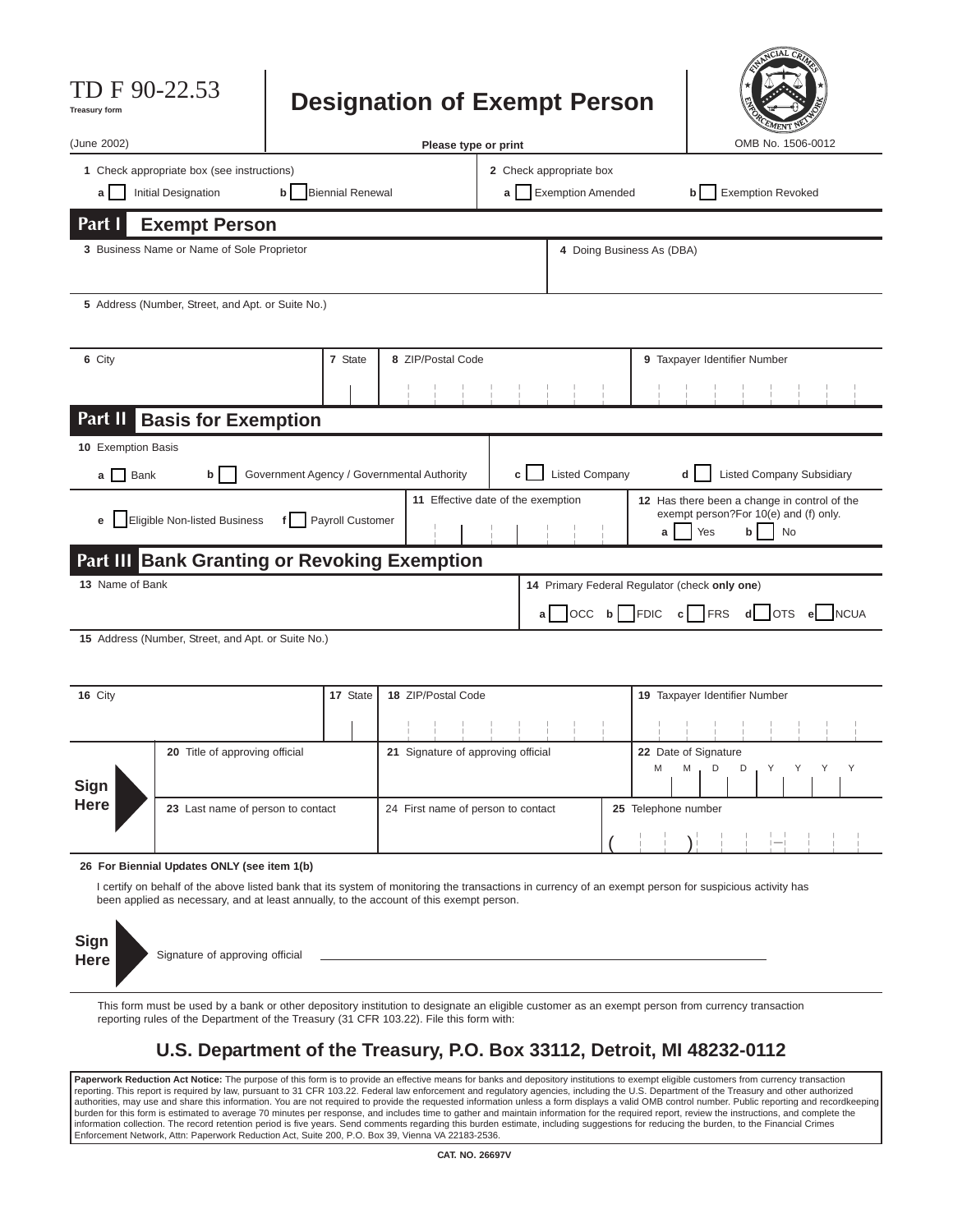# TD F 90-22.53

Treasury form

(June 2002)

# Designation of Exempt Person

Please type or print

OMB No. 1506-0012

**1** Check appropriate box (see instructions)

a ☐ Initial Designation b ☐ Biennial Renewal

**2** Check appropriate box

a ☐ Exemption Amended b ☐ Exemption Revoked

## Part I Exempt Person

**3** Business Name or Name of Sole Proprietor

**4** Doing Business As (DBA)

**5** Address (Number, Street, and Apt. or Suite No.)

**6** City

**7** State

**8** ZIP/Postal Code

**9** Taxpayer Identifier Number

## Part II Basis for Exemption

**10** Exemption Basis

a ☐ Bank b ☐ Government Agency / Governmental Authority c ☐ Listed Company d ☐ Listed Company Subsidiary

e ☐ Eligible Non-listed Business f ☐ Payroll Customer

**11** Effective date of the exemption

**12** Has there been a change in control of the exempt person?For 10(e) and (f) only.

a ☐ Yes b ☐ No

## Part III Bank Granting or Revoking Exemption

**13** Name of Bank

**14** Primary Federal Regulator (check **only one**)

a ☐ OCC b ☐ FDIC c ☐ FRS d ☐ OTS e ☐ NCUA

**15** Address (Number, Street, and Apt. or Suite No.)

**16** City

**17** State

**18** ZIP/Postal Code

**19** Taxpayer Identifier Number

**Sign Here**

**20** Title of approving official

**21** Signature of approving official

**22** Date of Signature

M M D D Y Y Y Y

**23** Last name of person to contact

24 First name of person to contact

**25** Telephone number

( ) –

**26 For Biennial Updates ONLY (see item 1(b)**

I certify on behalf of the above listed bank that its system of monitoring the transactions in currency of an exempt person for suspicious activity has been applied as necessary, and at least annually, to the account of this exempt person.

**Sign Here** Signature of approving official ____________________

This form must be used by a bank or other depository institution to designate an eligible customer as an exempt person from currency transaction reporting rules of the Department of the Treasury (31 CFR 103.22). File this form with:

## U.S. Department of the Treasury, P.O. Box 33112, Detroit, MI 48232-0112

**Paperwork Reduction Act Notice:** The purpose of this form is to provide an effective means for banks and depository institutions to exempt eligible customers from currency transaction reporting. This report is required by law, pursuant to 31 CFR 103.22. Federal law enforcement and regulatory agencies, including the U.S. Department of the Treasury and other authorized authorities, may use and share this information. You are not required to provide the requested information unless a form displays a valid OMB control number. Public reporting and recordkeeping burden for this form is estimated to average 70 minutes per response, and includes time to gather and maintain information for the required report, review the instructions, and complete the information collection. The record retention period is five years. Send comments regarding this burden estimate, including suggestions for reducing the burden, to the Financial Crimes Enforcement Network, Attn: Paperwork Reduction Act, Suite 200, P.O. Box 39, Vienna VA 22183-2536.

CAT. NO. 26697V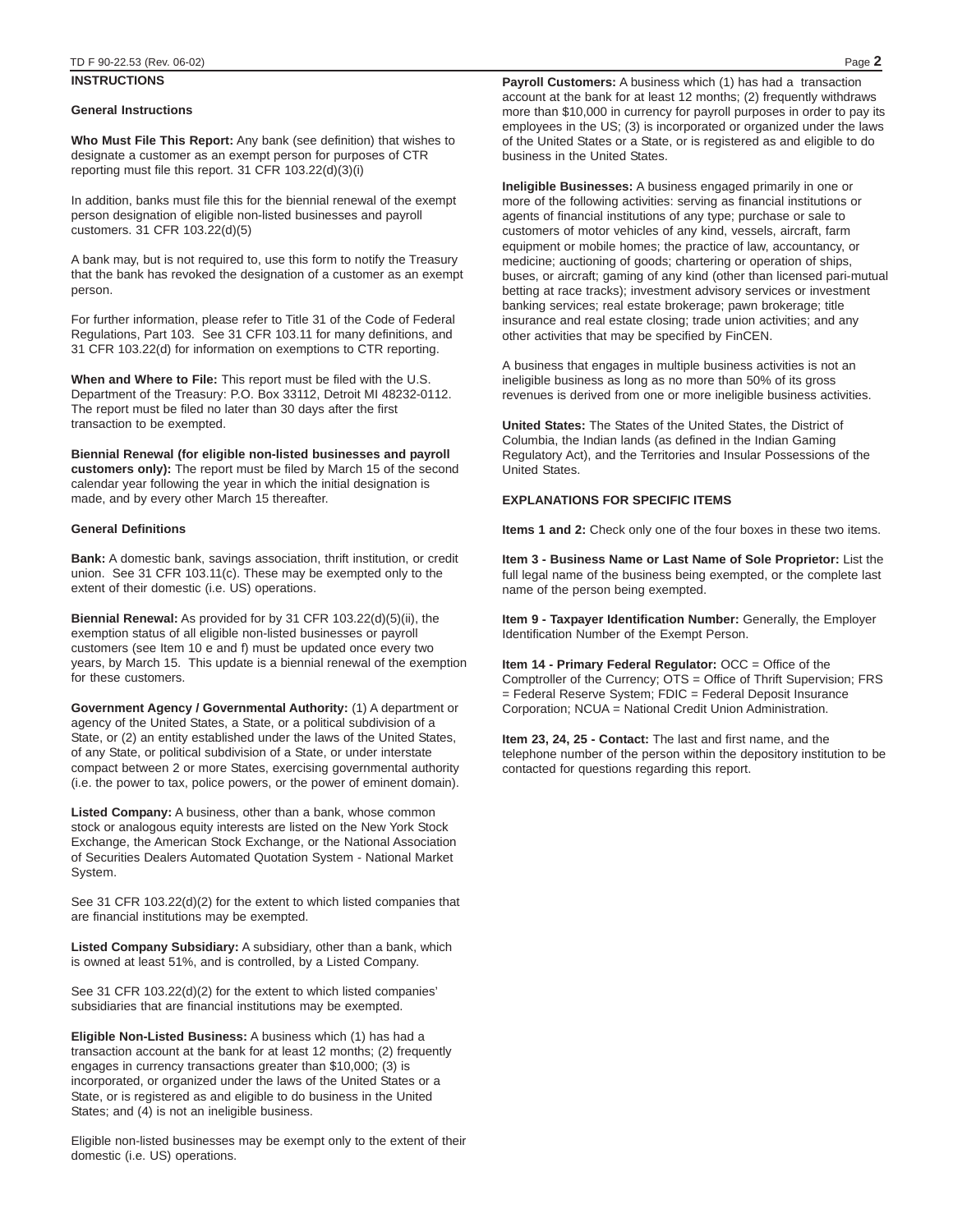## INSTRUCTIONS

### General Instructions

**Who Must File This Report:** Any bank (see definition) that wishes to designate a customer as an exempt person for purposes of CTR reporting must file this report. 31 CFR 103.22(d)(3)(i)

In addition, banks must file this for the biennial renewal of the exempt person designation of eligible non-listed businesses and payroll customers. 31 CFR 103.22(d)(5)

A bank may, but is not required to, use this form to notify the Treasury that the bank has revoked the designation of a customer as an exempt person.

For further information, please refer to Title 31 of the Code of Federal Regulations, Part 103. See 31 CFR 103.11 for many definitions, and 31 CFR 103.22(d) for information on exemptions to CTR reporting.

**When and Where to File:** This report must be filed with the U.S. Department of the Treasury: P.O. Box 33112, Detroit MI 48232-0112. The report must be filed no later than 30 days after the first transaction to be exempted.

**Biennial Renewal (for eligible non-listed businesses and payroll customers only):** The report must be filed by March 15 of the second calendar year following the year in which the initial designation is made, and by every other March 15 thereafter.

### General Definitions

**Bank:** A domestic bank, savings association, thrift institution, or credit union. See 31 CFR 103.11(c). These may be exempted only to the extent of their domestic (i.e. US) operations.

**Biennial Renewal:** As provided for by 31 CFR 103.22(d)(5)(ii), the exemption status of all eligible non-listed businesses or payroll customers (see Item 10 e and f) must be updated once every two years, by March 15. This update is a biennial renewal of the exemption for these customers.

**Government Agency / Governmental Authority:** (1) A department or agency of the United States, a State, or a political subdivision of a State, or (2) an entity established under the laws of the United States, of any State, or political subdivision of a State, or under interstate compact between 2 or more States, exercising governmental authority (i.e. the power to tax, police powers, or the power of eminent domain).

**Listed Company:** A business, other than a bank, whose common stock or analogous equity interests are listed on the New York Stock Exchange, the American Stock Exchange, or the National Association of Securities Dealers Automated Quotation System - National Market System.

See 31 CFR 103.22(d)(2) for the extent to which listed companies that are financial institutions may be exempted.

**Listed Company Subsidiary:** A subsidiary, other than a bank, which is owned at least 51%, and is controlled, by a Listed Company.

See 31 CFR 103.22(d)(2) for the extent to which listed companies' subsidiaries that are financial institutions may be exempted.

**Eligible Non-Listed Business:** A business which (1) has had a transaction account at the bank for at least 12 months; (2) frequently engages in currency transactions greater than $10,000; (3) is incorporated, or organized under the laws of the United States or a State, or is registered as and eligible to do business in the United States; and (4) is not an ineligible business.

Eligible non-listed businesses may be exempt only to the extent of their domestic (i.e. US) operations.

**Payroll Customers:** A business which (1) has had a transaction account at the bank for at least 12 months; (2) frequently withdraws more than $10,000 in currency for payroll purposes in order to pay its employees in the US; (3) is incorporated or organized under the laws of the United States or a State, or is registered as and eligible to do business in the United States.

**Ineligible Businesses:** A business engaged primarily in one or more of the following activities: serving as financial institutions or agents of financial institutions of any type; purchase or sale to customers of motor vehicles of any kind, vessels, aircraft, farm equipment or mobile homes; the practice of law, accountancy, or medicine; auctioning of goods; chartering or operation of ships, buses, or aircraft; gaming of any kind (other than licensed pari-mutual betting at race tracks); investment advisory services or investment banking services; real estate brokerage; pawn brokerage; title insurance and real estate closing; trade union activities; and any other activities that may be specified by FinCEN.

A business that engages in multiple business activities is not an ineligible business as long as no more than 50% of its gross revenues is derived from one or more ineligible business activities.

**United States:** The States of the United States, the District of Columbia, the Indian lands (as defined in the Indian Gaming Regulatory Act), and the Territories and Insular Possessions of the United States.

### EXPLANATIONS FOR SPECIFIC ITEMS

**Items 1 and 2:** Check only one of the four boxes in these two items.

**Item 3 - Business Name or Last Name of Sole Proprietor:** List the full legal name of the business being exempted, or the complete last name of the person being exempted.

**Item 9 - Taxpayer Identification Number:** Generally, the Employer Identification Number of the Exempt Person.

**Item 14 - Primary Federal Regulator:** OCC = Office of the Comptroller of the Currency; OTS = Office of Thrift Supervision; FRS = Federal Reserve System; FDIC = Federal Deposit Insurance Corporation; NCUA = National Credit Union Administration.

**Item 23, 24, 25 - Contact:** The last and first name, and the telephone number of the person within the depository institution to be contacted for questions regarding this report.